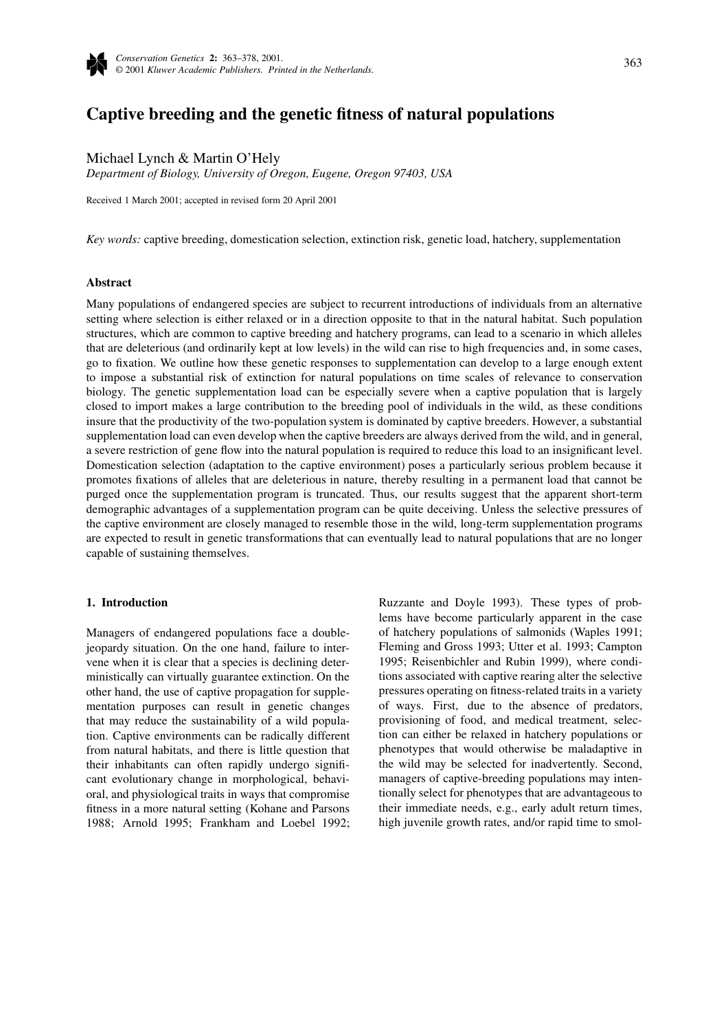# Captive breeding and the genetic fitness of natural populations

Michael Lynch & Martin O'Hely

*Department of Biology, University of Oregon, Eugene, Oregon 97403, USA*

Received 1 March 2001; accepted in revised form 20 April 2001

*Key words:* captive breeding, domestication selection, extinction risk, genetic load, hatchery, supplementation

## Abstract

Many populations of endangered species are subject to recurrent introductions of individuals from an alternative setting where selection is either relaxed or in a direction opposite to that in the natural habitat. Such population structures, which are common to captive breeding and hatchery programs, can lead to a scenario in which alleles that are deleterious (and ordinarily kept at low levels) in the wild can rise to high frequencies and, in some cases, go to fixation. We outline how these genetic responses to supplementation can develop to a large enough extent to impose a substantial risk of extinction for natural populations on time scales of relevance to conservation biology. The genetic supplementation load can be especially severe when a captive population that is largely closed to import makes a large contribution to the breeding pool of individuals in the wild, as these conditions insure that the productivity of the two-population system is dominated by captive breeders. However, a substantial supplementation load can even develop when the captive breeders are always derived from the wild, and in general, a severe restriction of gene flow into the natural population is required to reduce this load to an insignificant level. Domestication selection (adaptation to the captive environment) poses a particularly serious problem because it promotes fixations of alleles that are deleterious in nature, thereby resulting in a permanent load that cannot be purged once the supplementation program is truncated. Thus, our results suggest that the apparent short-term demographic advantages of a supplementation program can be quite deceiving. Unless the selective pressures of the captive environment are closely managed to resemble those in the wild, long-term supplementation programs are expected to result in genetic transformations that can eventually lead to natural populations that are no longer capable of sustaining themselves.

## 1. Introduction

Managers of endangered populations face a double-jeopardy situation. On the one hand, failure to intervene when it is clear that a species is declining deterministically can virtually guarantee extinction. On the other hand, the use of captive propagation for supplementation purposes can result in genetic changes that may reduce the sustainability of a wild population. Captive environments can be radically different from natural habitats, and there is little question that their inhabitants can often rapidly undergo significant evolutionary change in morphological, behavioral, and physiological traits in ways that compromise fitness in a more natural setting (Kohane and Parsons 1988; Arnold 1995; Frankham and Loebel 1992; Ruzzante and Doyle 1993). These types of problems have become particularly apparent in the case of hatchery populations of salmonids (Waples 1991; Fleming and Gross 1993; Utter et al. 1993; Campton 1995; Reisenbichler and Rubin 1999), where conditions associated with captive rearing alter the selective pressures operating on fitness-related traits in a variety of ways. First, due to the absence of predators, provisioning of food, and medical treatment, selection can either be relaxed in hatchery populations or phenotypes that would otherwise be maladaptive in the wild may be selected for inadvertently. Second, managers of captive-breeding populations may intentionally select for phenotypes that are advantageous to their immediate needs, e.g., early adult return times, high juvenile growth rates, and/or rapid time to smol-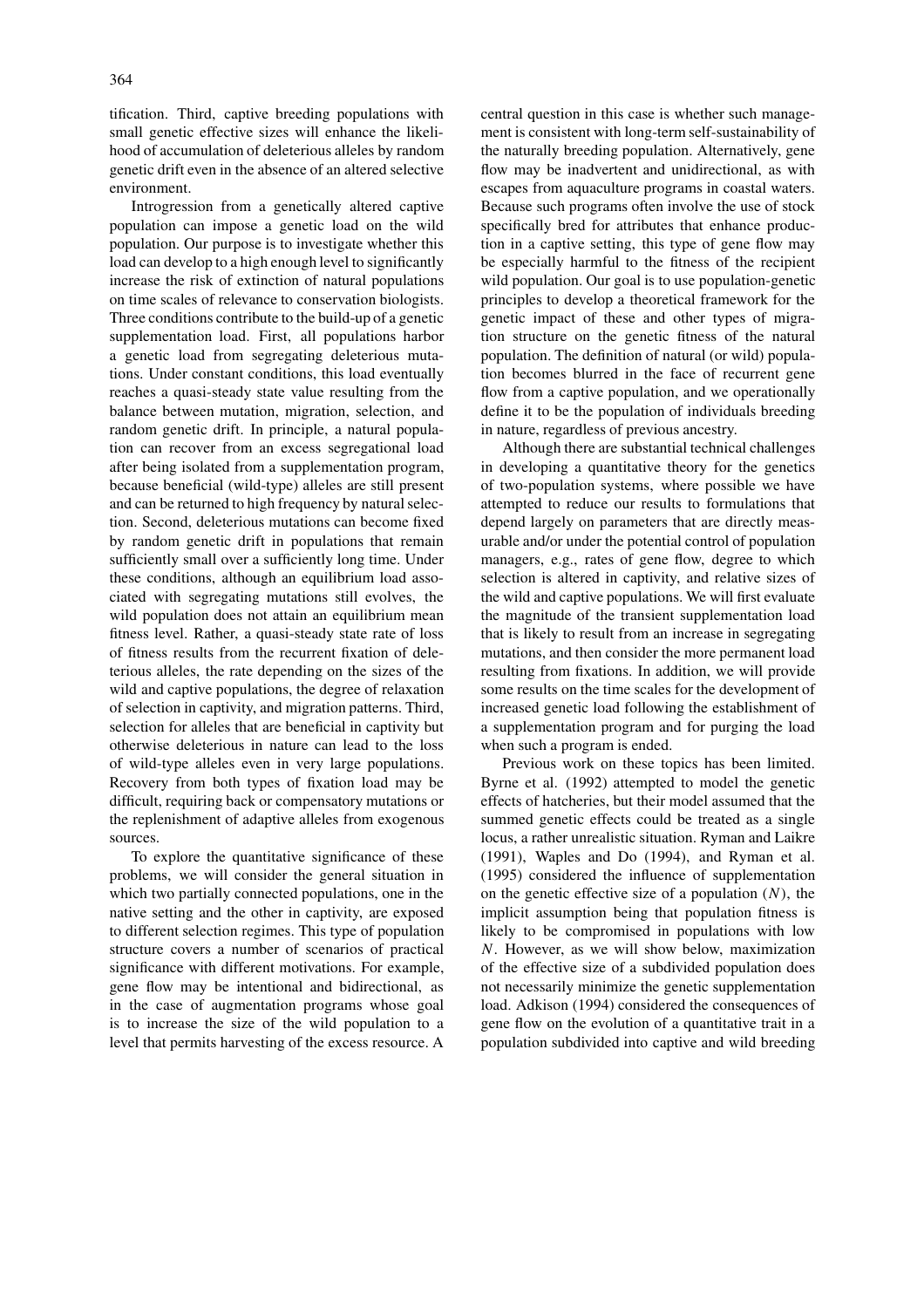tification. Third, captive breeding populations with small genetic effective sizes will enhance the likelihood of accumulation of deleterious alleles by random genetic drift even in the absence of an altered selective environment.

Introgression from a genetically altered captive population can impose a genetic load on the wild population. Our purpose is to investigate whether this load can develop to a high enough level to significantly increase the risk of extinction of natural populations on time scales of relevance to conservation biologists. Three conditions contribute to the build-up of a genetic supplementation load. First, all populations harbor a genetic load from segregating deleterious mutations. Under constant conditions, this load eventually reaches a quasi-steady state value resulting from the balance between mutation, migration, selection, and random genetic drift. In principle, a natural population can recover from an excess segregational load after being isolated from a supplementation program, because beneficial (wild-type) alleles are still present and can be returned to high frequency by natural selection. Second, deleterious mutations can become fixed by random genetic drift in populations that remain sufficiently small over a sufficiently long time. Under these conditions, although an equilibrium load associated with segregating mutations still evolves, the wild population does not attain an equilibrium mean fitness level. Rather, a quasi-steady state rate of loss of fitness results from the recurrent fixation of deleterious alleles, the rate depending on the sizes of the wild and captive populations, the degree of relaxation of selection in captivity, and migration patterns. Third, selection for alleles that are beneficial in captivity but otherwise deleterious in nature can lead to the loss of wild-type alleles even in very large populations. Recovery from both types of fixation load may be difficult, requiring back or compensatory mutations or the replenishment of adaptive alleles from exogenous sources.

To explore the quantitative significance of these problems, we will consider the general situation in which two partially connected populations, one in the native setting and the other in captivity, are exposed to different selection regimes. This type of population structure covers a number of scenarios of practical significance with different motivations. For example, gene flow may be intentional and bidirectional, as in the case of augmentation programs whose goal is to increase the size of the wild population to a level that permits harvesting of the excess resource. A central question in this case is whether such management is consistent with long-term self-sustainability of the naturally breeding population. Alternatively, gene flow may be inadvertent and unidirectional, as with escapes from aquaculture programs in coastal waters. Because such programs often involve the use of stock specifically bred for attributes that enhance production in a captive setting, this type of gene flow may be especially harmful to the fitness of the recipient wild population. Our goal is to use population-genetic principles to develop a theoretical framework for the genetic impact of these and other types of migration structure on the genetic fitness of the natural population. The definition of natural (or wild) population becomes blurred in the face of recurrent gene flow from a captive population, and we operationally define it to be the population of individuals breeding in nature, regardless of previous ancestry.

Although there are substantial technical challenges in developing a quantitative theory for the genetics of two-population systems, where possible we have attempted to reduce our results to formulations that depend largely on parameters that are directly measurable and/or under the potential control of population managers, e.g., rates of gene flow, degree to which selection is altered in captivity, and relative sizes of the wild and captive populations. We will first evaluate the magnitude of the transient supplementation load that is likely to result from an increase in segregating mutations, and then consider the more permanent load resulting from fixations. In addition, we will provide some results on the time scales for the development of increased genetic load following the establishment of a supplementation program and for purging the load when such a program is ended.

Previous work on these topics has been limited. Byrne et al. (1992) attempted to model the genetic effects of hatcheries, but their model assumed that the summed genetic effects could be treated as a single locus, a rather unrealistic situation. Ryman and Laikre (1991), Waples and Do (1994), and Ryman et al. (1995) considered the influence of supplementation on the genetic effective size of a population ($N$), the implicit assumption being that population fitness is likely to be compromised in populations with low $N$. However, as we will show below, maximization of the effective size of a subdivided population does not necessarily minimize the genetic supplementation load. Adkison (1994) considered the consequences of gene flow on the evolution of a quantitative trait in a population subdivided into captive and wild breeding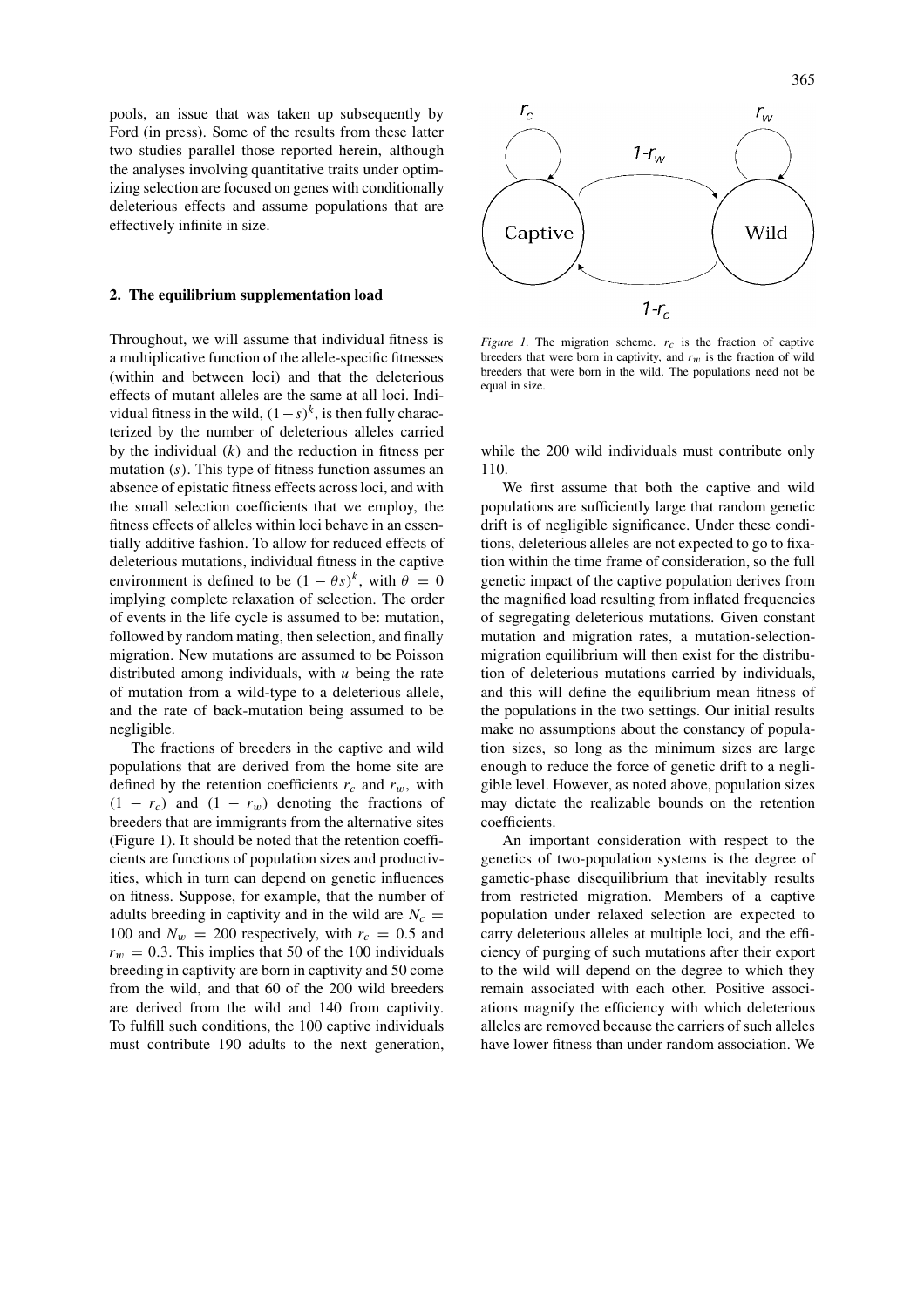pools, an issue that was taken up subsequently by Ford (in press). Some of the results from these latter two studies parallel those reported herein, although the analyses involving quantitative traits under optimizing selection are focused on genes with conditionally deleterious effects and assume populations that are effectively infinite in size.

## 2. The equilibrium supplementation load

Throughout, we will assume that individual fitness is a multiplicative function of the allele-specific fitnesses (within and between loci) and that the deleterious effects of mutant alleles are the same at all loci. Individual fitness in the wild, $(1-s)^k$, is then fully characterized by the number of deleterious alleles carried by the individual ($k$) and the reduction in fitness per mutation ($s$). This type of fitness function assumes an absence of epistatic fitness effects across loci, and with the small selection coefficients that we employ, the fitness effects of alleles within loci behave in an essentially additive fashion. To allow for reduced effects of deleterious mutations, individual fitness in the captive environment is defined to be $(1 - \theta s)^k$, with $\theta = 0$ implying complete relaxation of selection. The order of events in the life cycle is assumed to be: mutation, followed by random mating, then selection, and finally migration. New mutations are assumed to be Poisson distributed among individuals, with $u$ being the rate of mutation from a wild-type to a deleterious allele, and the rate of back-mutation being assumed to be negligible.

The fractions of breeders in the captive and wild populations that are derived from the home site are defined by the retention coefficients $r_c$ and $r_w$, with $(1 - r_c)$ and $(1 - r_w)$ denoting the fractions of breeders that are immigrants from the alternative sites (Figure 1). It should be noted that the retention coefficients are functions of population sizes and productivities, which in turn can depend on genetic influences on fitness. Suppose, for example, that the number of adults breeding in captivity and in the wild are $N_c = 100$ and $N_w = 200$ respectively, with $r_c = 0.5$ and $r_w = 0.3$. This implies that 50 of the 100 individuals breeding in captivity are born in captivity and 50 come from the wild, and that 60 of the 200 wild breeders are derived from the wild and 140 from captivity. To fulfill such conditions, the 100 captive individuals must contribute 190 adults to the next generation, while the 200 wild individuals must contribute only 110.

*Figure 1.* The migration scheme. $r_c$ is the fraction of captive breeders that were born in captivity, and $r_w$ is the fraction of wild breeders that were born in the wild. The populations need not be equal in size.

We first assume that both the captive and wild populations are sufficiently large that random genetic drift is of negligible significance. Under these conditions, deleterious alleles are not expected to go to fixation within the time frame of consideration, so the full genetic impact of the captive population derives from the magnified load resulting from inflated frequencies of segregating deleterious mutations. Given constant mutation and migration rates, a mutation-selection-migration equilibrium will then exist for the distribution of deleterious mutations carried by individuals, and this will define the equilibrium mean fitness of the populations in the two settings. Our initial results make no assumptions about the constancy of population sizes, so long as the minimum sizes are large enough to reduce the force of genetic drift to a negligible level. However, as noted above, population sizes may dictate the realizable bounds on the retention coefficients.

An important consideration with respect to the genetics of two-population systems is the degree of gametic-phase disequilibrium that inevitably results from restricted migration. Members of a captive population under relaxed selection are expected to carry deleterious alleles at multiple loci, and the efficiency of purging of such mutations after their export to the wild will depend on the degree to which they remain associated with each other. Positive associations magnify the efficiency with which deleterious alleles are removed because the carriers of such alleles have lower fitness than under random association. We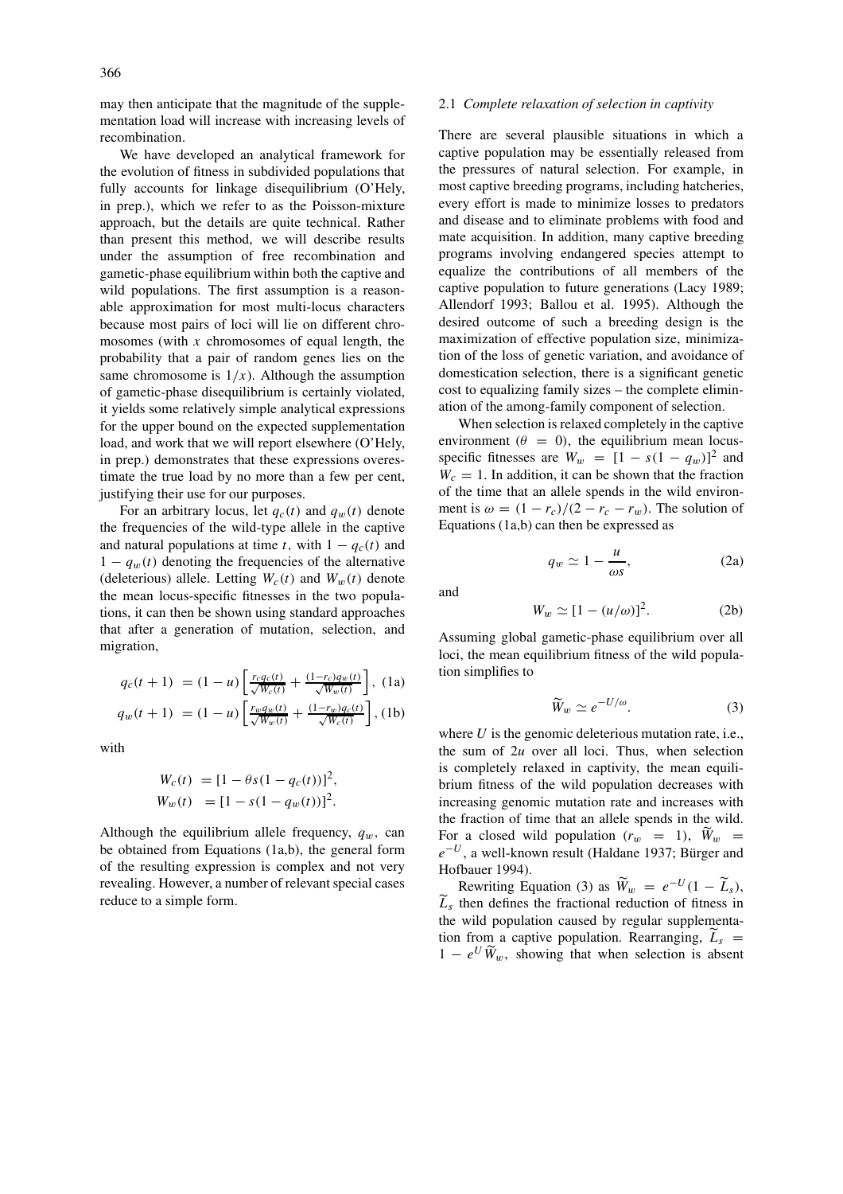may then anticipate that the magnitude of the supplementation load will increase with increasing levels of recombination.

We have developed an analytical framework for the evolution of fitness in subdivided populations that fully accounts for linkage disequilibrium (O'Hely, in prep.), which we refer to as the Poisson-mixture approach, but the details are quite technical. Rather than present this method, we will describe results under the assumption of free recombination and gametic-phase equilibrium within both the captive and wild populations. The first assumption is a reasonable approximation for most multi-locus characters because most pairs of loci will lie on different chromosomes (with $x$ chromosomes of equal length, the probability that a pair of random genes lies on the same chromosome is $1/x$). Although the assumption of gametic-phase disequilibrium is certainly violated, it yields some relatively simple analytical expressions for the upper bound on the expected supplementation load, and work that we will report elsewhere (O'Hely, in prep.) demonstrates that these expressions overestimate the true load by no more than a few per cent, justifying their use for our purposes.

For an arbitrary locus, let $q_c(t)$ and $q_w(t)$ denote the frequencies of the wild-type allele in the captive and natural populations at time $t$, with $1 - q_c(t)$ and $1 - q_w(t)$ denoting the frequencies of the alternative (deleterious) allele. Letting $W_c(t)$ and $W_w(t)$ denote the mean locus-specific fitnesses in the two populations, it can then be shown using standard approaches that after a generation of mutation, selection, and migration,

$$q_c(t+1) = (1-u)\left[\frac{r_c q_c(t)}{\sqrt{W_c(t)}} + \frac{(1-r_c) q_w(t)}{\sqrt{W_w(t)}}\right], \quad \text{(1a)}$$

$$q_w(t+1) = (1-u)\left[\frac{r_w q_w(t)}{\sqrt{W_w(t)}} + \frac{(1-r_w) q_c(t)}{\sqrt{W_c(t)}}\right], \quad \text{(1b)}$$

with

$$W_c(t) = [1 - \theta s(1 - q_c(t))]^2,$$
$$W_w(t) = [1 - s(1 - q_w(t))]^2.$$

Although the equilibrium allele frequency, $q_w$, can be obtained from Equations (1a,b), the general form of the resulting expression is complex and not very revealing. However, a number of relevant special cases reduce to a simple form.

### 2.1 *Complete relaxation of selection in captivity*

There are several plausible situations in which a captive population may be essentially released from the pressures of natural selection. For example, in most captive breeding programs, including hatcheries, every effort is made to minimize losses to predators and disease and to eliminate problems with food and mate acquisition. In addition, many captive breeding programs involving endangered species attempt to equalize the contributions of all members of the captive population to future generations (Lacy 1989; Allendorf 1993; Ballou et al. 1995). Although the desired outcome of such a breeding design is the maximization of effective population size, minimization of the loss of genetic variation, and avoidance of domestication selection, there is a significant genetic cost to equalizing family sizes – the complete elimination of the among-family component of selection.

When selection is relaxed completely in the captive environment ($\theta = 0$), the equilibrium mean locus-specific fitnesses are $W_w = [1 - s(1 - q_w)]^2$ and $W_c = 1$. In addition, it can be shown that the fraction of the time that an allele spends in the wild environment is $\omega = (1 - r_c)/(2 - r_c - r_w)$. The solution of Equations (1a,b) can then be expressed as

$$q_w \simeq 1 - \frac{u}{\omega s}, \quad \text{(2a)}$$

and

$$W_w \simeq [1 - (u/\omega)]^2. \quad \text{(2b)}$$

Assuming global gametic-phase equilibrium over all loci, the mean equilibrium fitness of the wild population simplifies to

$$\widetilde{W}_w \simeq e^{-U/\omega}. \quad \text{(3)}$$

where $U$ is the genomic deleterious mutation rate, i.e., the sum of $2u$ over all loci. Thus, when selection is completely relaxed in captivity, the mean equilibrium fitness of the wild population decreases with increasing genomic mutation rate and increases with the fraction of time that an allele spends in the wild. For a closed wild population ($r_w = 1$), $\widetilde{W}_w = e^{-U}$, a well-known result (Haldane 1937; Bürger and Hofbauer 1994).

Rewriting Equation (3) as $\widetilde{W}_w = e^{-U}(1 - \widetilde{L}_s)$, $\widetilde{L}_s$ then defines the fractional reduction of fitness in the wild population caused by regular supplementation from a captive population. Rearranging, $\widetilde{L}_s = 1 - e^U \widetilde{W}_w$, showing that when selection is absent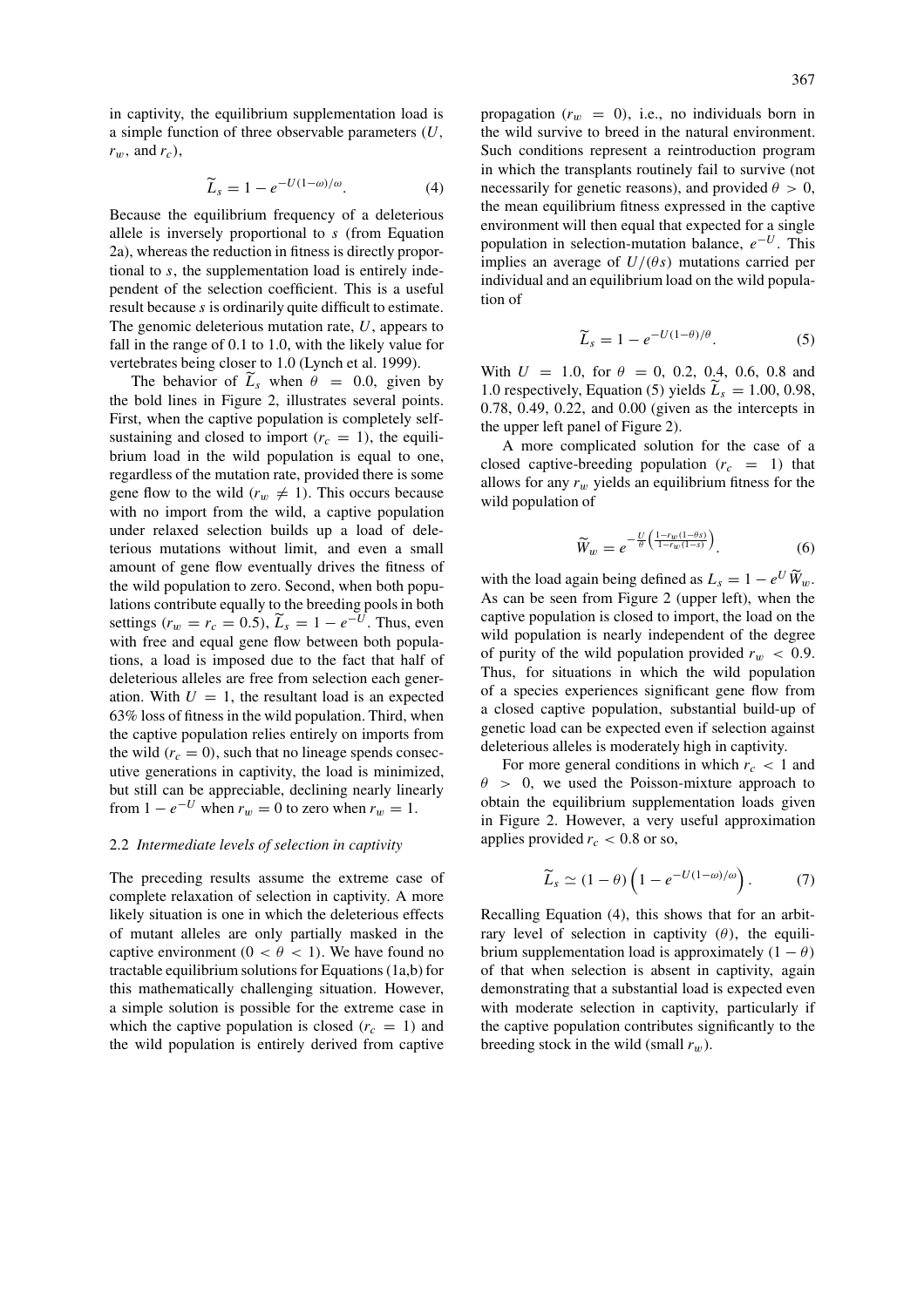in captivity, the equilibrium supplementation load is a simple function of three observable parameters ($U$, $r_w$, and $r_c$),

$$\widetilde{L}_s = 1 - e^{-U(1-\omega)/\omega}. \tag{4}$$

Because the equilibrium frequency of a deleterious allele is inversely proportional to $s$ (from Equation 2a), whereas the reduction in fitness is directly proportional to $s$, the supplementation load is entirely independent of the selection coefficient. This is a useful result because $s$ is ordinarily quite difficult to estimate. The genomic deleterious mutation rate, $U$, appears to fall in the range of 0.1 to 1.0, with the likely value for vertebrates being closer to 1.0 (Lynch et al. 1999).

The behavior of $\widetilde{L}_s$ when $\theta = 0.0$, given by the bold lines in Figure 2, illustrates several points. First, when the captive population is completely self-sustaining and closed to import ($r_c = 1$), the equilibrium load in the wild population is equal to one, regardless of the mutation rate, provided there is some gene flow to the wild ($r_w \neq 1$). This occurs because with no import from the wild, a captive population under relaxed selection builds up a load of deleterious mutations without limit, and even a small amount of gene flow eventually drives the fitness of the wild population to zero. Second, when both populations contribute equally to the breeding pools in both settings ($r_w = r_c = 0.5$), $\widetilde{L}_s = 1 - e^{-U}$. Thus, even with free and equal gene flow between both populations, a load is imposed due to the fact that half of deleterious alleles are free from selection each generation. With $U = 1$, the resultant load is an expected 63% loss of fitness in the wild population. Third, when the captive population relies entirely on imports from the wild ($r_c = 0$), such that no lineage spends consecutive generations in captivity, the load is minimized, but still can be appreciable, declining nearly linearly from $1 - e^{-U}$ when $r_w = 0$ to zero when $r_w = 1$.

## 2.2 *Intermediate levels of selection in captivity*

The preceding results assume the extreme case of complete relaxation of selection in captivity. A more likely situation is one in which the deleterious effects of mutant alleles are only partially masked in the captive environment ($0 < \theta < 1$). We have found no tractable equilibrium solutions for Equations (1a,b) for this mathematically challenging situation. However, a simple solution is possible for the extreme case in which the captive population is closed ($r_c = 1$) and the wild population is entirely derived from captive propagation ($r_w = 0$), i.e., no individuals born in the wild survive to breed in the natural environment. Such conditions represent a reintroduction program in which the transplants routinely fail to survive (not necessarily for genetic reasons), and provided $\theta > 0$, the mean equilibrium fitness expressed in the captive environment will then equal that expected for a single population in selection-mutation balance, $e^{-U}$. This implies an average of $U/(\theta s)$ mutations carried per individual and an equilibrium load on the wild population of

$$\widetilde{L}_s = 1 - e^{-U(1-\theta)/\theta}. \tag{5}$$

With $U = 1.0$, for $\theta = 0$, 0.2, 0.4, 0.6, 0.8 and 1.0 respectively, Equation (5) yields $\widetilde{L}_s = 1.00$, 0.98, 0.78, 0.49, 0.22, and 0.00 (given as the intercepts in the upper left panel of Figure 2).

A more complicated solution for the case of a closed captive-breeding population ($r_c = 1$) that allows for any $r_w$ yields an equilibrium fitness for the wild population of

$$\widetilde{W}_w = e^{-\frac{U}{\theta}\left(\frac{1-r_w(1-\theta s)}{1-r_w(1-s)}\right)}. \tag{6}$$

with the load again being defined as $L_s = 1 - e^{U}\widetilde{W}_w$. As can be seen from Figure 2 (upper left), when the captive population is closed to import, the load on the wild population is nearly independent of the degree of purity of the wild population provided $r_w < 0.9$. Thus, for situations in which the wild population of a species experiences significant gene flow from a closed captive population, substantial build-up of genetic load can be expected even if selection against deleterious alleles is moderately high in captivity.

For more general conditions in which $r_c < 1$ and $\theta > 0$, we used the Poisson-mixture approach to obtain the equilibrium supplementation loads given in Figure 2. However, a very useful approximation applies provided $r_c < 0.8$ or so,

$$\widetilde{L}_s \simeq (1-\theta)\left(1 - e^{-U(1-\omega)/\omega}\right). \tag{7}$$

Recalling Equation (4), this shows that for an arbitrary level of selection in captivity ($\theta$), the equilibrium supplementation load is approximately $(1-\theta)$ of that when selection is absent in captivity, again demonstrating that a substantial load is expected even with moderate selection in captivity, particularly if the captive population contributes significantly to the breeding stock in the wild (small $r_w$).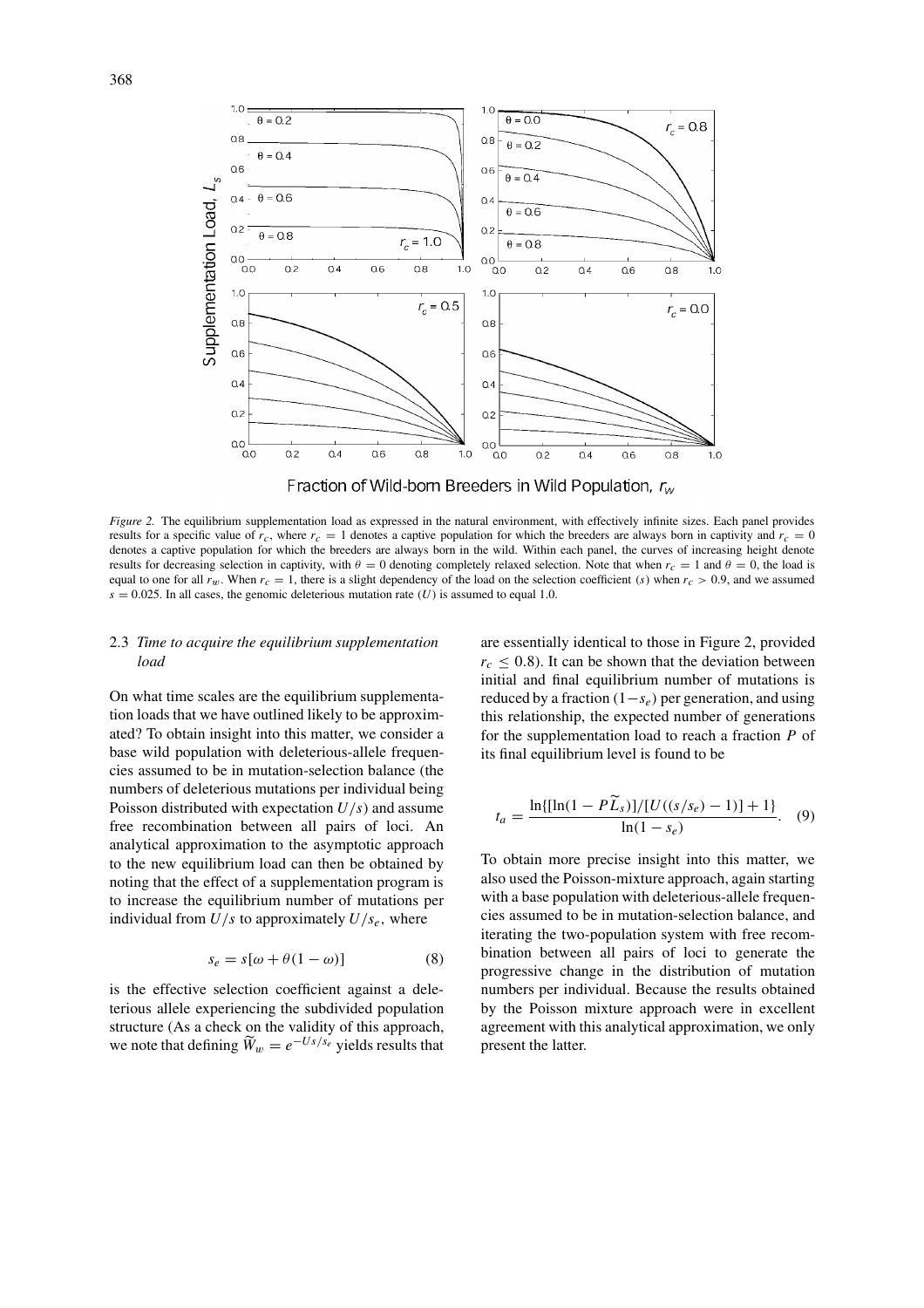*Figure 2.* The equilibrium supplementation load as expressed in the natural environment, with effectively infinite sizes. Each panel provides results for a specific value of $r_c$, where $r_c = 1$ denotes a captive population for which the breeders are always born in captivity and $r_c = 0$ denotes a captive population for which the breeders are always born in the wild. Within each panel, the curves of increasing height denote results for decreasing selection in captivity, with $\theta = 0$ denoting completely relaxed selection. Note that when $r_c = 1$ and $\theta = 0$, the load is equal to one for all $r_w$. When $r_c = 1$, there is a slight dependency of the load on the selection coefficient ($s$) when $r_c > 0.9$, and we assumed $s = 0.025$. In all cases, the genomic deleterious mutation rate ($U$) is assumed to equal 1.0.

### 2.3 *Time to acquire the equilibrium supplementation load*

On what time scales are the equilibrium supplementation loads that we have outlined likely to be approximated? To obtain insight into this matter, we consider a base wild population with deleterious-allele frequencies assumed to be in mutation-selection balance (the numbers of deleterious mutations per individual being Poisson distributed with expectation $U/s$) and assume free recombination between all pairs of loci. An analytical approximation to the asymptotic approach to the new equilibrium load can then be obtained by noting that the effect of a supplementation program is to increase the equilibrium number of mutations per individual from $U/s$ to approximately $U/s_e$, where

$$s_e = s[\omega + \theta(1 - \omega)] \tag{8}$$

is the effective selection coefficient against a deleterious allele experiencing the subdivided population structure (As a check on the validity of this approach, we note that defining $\widetilde{W}_w = e^{-Us/s_e}$ yields results that are essentially identical to those in Figure 2, provided $r_c \leq 0.8$). It can be shown that the deviation between initial and final equilibrium number of mutations is reduced by a fraction $(1-s_e)$ per generation, and using this relationship, the expected number of generations for the supplementation load to reach a fraction $P$ of its final equilibrium level is found to be

$$t_a = \frac{\ln\{[\ln(1 - P\widetilde{L}_s)]/[U((s/s_e) - 1)] + 1\}}{\ln(1 - s_e)}. \tag{9}$$

To obtain more precise insight into this matter, we also used the Poisson-mixture approach, again starting with a base population with deleterious-allele frequencies assumed to be in mutation-selection balance, and iterating the two-population system with free recombination between all pairs of loci to generate the progressive change in the distribution of mutation numbers per individual. Because the results obtained by the Poisson mixture approach were in excellent agreement with this analytical approximation, we only present the latter.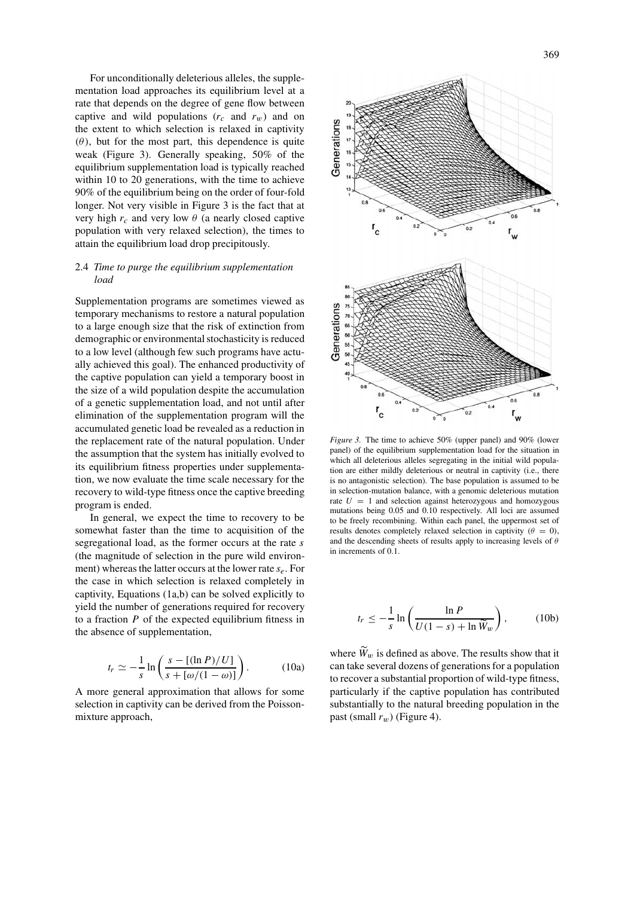For unconditionally deleterious alleles, the supplementation load approaches its equilibrium level at a rate that depends on the degree of gene flow between captive and wild populations ($r_c$ and $r_w$) and on the extent to which selection is relaxed in captivity ($\theta$), but for the most part, this dependence is quite weak (Figure 3). Generally speaking, 50% of the equilibrium supplementation load is typically reached within 10 to 20 generations, with the time to achieve 90% of the equilibrium being on the order of four-fold longer. Not very visible in Figure 3 is the fact that at very high $r_c$ and very low $\theta$ (a nearly closed captive population with very relaxed selection), the times to attain the equilibrium load drop precipitously.

### 2.4 *Time to purge the equilibrium supplementation load*

Supplementation programs are sometimes viewed as temporary mechanisms to restore a natural population to a large enough size that the risk of extinction from demographic or environmental stochasticity is reduced to a low level (although few such programs have actually achieved this goal). The enhanced productivity of the captive population can yield a temporary boost in the size of a wild population despite the accumulation of a genetic supplementation load, and not until after elimination of the supplementation program will the accumulated genetic load be revealed as a reduction in the replacement rate of the natural population. Under the assumption that the system has initially evolved to its equilibrium fitness properties under supplementation, we now evaluate the time scale necessary for the recovery to wild-type fitness once the captive breeding program is ended.

In general, we expect the time to recovery to be somewhat faster than the time to acquisition of the segregational load, as the former occurs at the rate $s$ (the magnitude of selection in the pure wild environment) whereas the latter occurs at the lower rate $s_e$. For the case in which selection is relaxed completely in captivity, Equations (1a,b) can be solved explicitly to yield the number of generations required for recovery to a fraction $P$ of the expected equilibrium fitness in the absence of supplementation,

$$t_r \simeq -\frac{1}{s}\ln\left(\frac{s - [(\ln P)/U]}{s + [\omega/(1-\omega)]}\right). \tag{10a}$$

A more general approximation that allows for some selection in captivity can be derived from the Poisson-mixture approach,

*Figure 3.* The time to achieve 50% (upper panel) and 90% (lower panel) of the equilibrium supplementation load for the situation in which all deleterious alleles segregating in the initial wild population are either mildly deleterious or neutral in captivity (i.e., there is no antagonistic selection). The base population is assumed to be in selection-mutation balance, with a genomic deleterious mutation rate $U = 1$ and selection against heterozygous and homozygous mutations being 0.05 and 0.10 respectively. All loci are assumed to be freely recombining. Within each panel, the uppermost set of results denotes completely relaxed selection in captivity ($\theta = 0$), and the descending sheets of results apply to increasing levels of $\theta$ in increments of 0.1.

$$t_r \leq -\frac{1}{s}\ln\left(\frac{\ln P}{U(1-s) + \ln \widetilde{W}_w}\right), \tag{10b}$$

where $\widetilde{W}_w$ is defined as above. The results show that it can take several dozens of generations for a population to recover a substantial proportion of wild-type fitness, particularly if the captive population has contributed substantially to the natural breeding population in the past (small $r_w$) (Figure 4).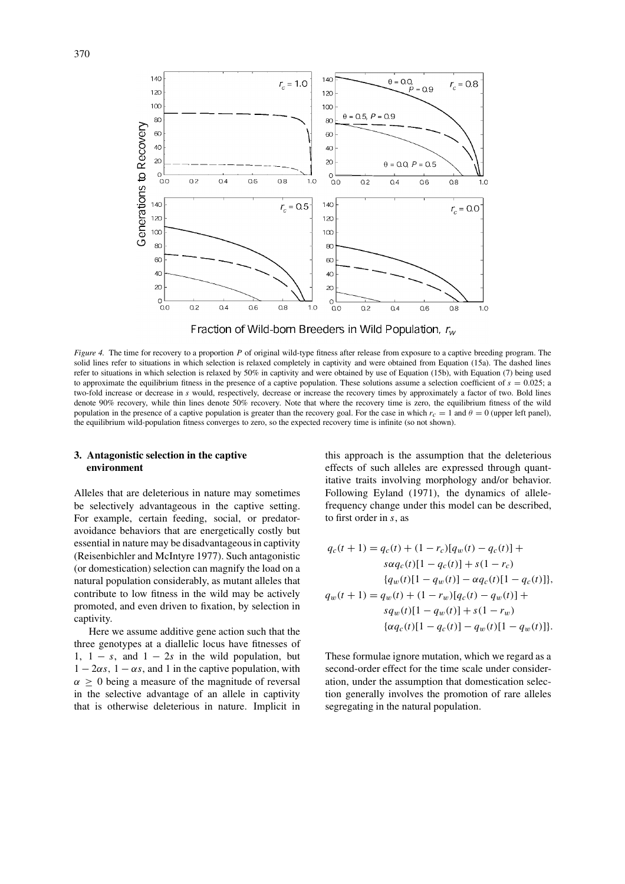*Figure 4.* The time for recovery to a proportion $P$ of original wild-type fitness after release from exposure to a captive breeding program. The solid lines refer to situations in which selection is relaxed completely in captivity and were obtained from Equation (15a). The dashed lines refer to situations in which selection is relaxed by 50% in captivity and were obtained by use of Equation (15b), with Equation (7) being used to approximate the equilibrium fitness in the presence of a captive population. These solutions assume a selection coefficient of $s = 0.025$; a two-fold increase or decrease in $s$ would, respectively, decrease or increase the recovery times by approximately a factor of two. Bold lines denote 90% recovery, while thin lines denote 50% recovery. Note that where the recovery time is zero, the equilibrium fitness of the wild population in the presence of a captive population is greater than the recovery goal. For the case in which $r_c = 1$ and $\theta = 0$ (upper left panel), the equilibrium wild-population fitness converges to zero, so the expected recovery time is infinite (so not shown).

## 3. Antagonistic selection in the captive environment

Alleles that are deleterious in nature may sometimes be selectively advantageous in the captive setting. For example, certain feeding, social, or predator-avoidance behaviors that are energetically costly but essential in nature may be disadvantageous in captivity (Reisenbichler and McIntyre 1977). Such antagonistic (or domestication) selection can magnify the load on a natural population considerably, as mutant alleles that contribute to low fitness in the wild may be actively promoted, and even driven to fixation, by selection in captivity.

Here we assume additive gene action such that the three genotypes at a diallelic locus have fitnesses of 1, $1 - s$, and $1 - 2s$ in the wild population, but $1 - 2\alpha s$, $1 - \alpha s$, and 1 in the captive population, with $\alpha \geq 0$ being a measure of the magnitude of reversal in the selective advantage of an allele in captivity that is otherwise deleterious in nature. Implicit in this approach is the assumption that the deleterious effects of such alleles are expressed through quantitative traits involving morphology and/or behavior. Following Eyland (1971), the dynamics of allele-frequency change under this model can be described, to first order in $s$, as

$$
\begin{aligned}
q_c(t+1) = {} & q_c(t) + (1 - r_c)[q_w(t) - q_c(t)] + \\
& s\alpha q_c(t)[1 - q_c(t)] + s(1 - r_c) \\
& \{q_w(t)[1 - q_w(t)] - \alpha q_c(t)[1 - q_c(t)]\}, \\
q_w(t+1) = {} & q_w(t) + (1 - r_w)[q_c(t) - q_w(t)] + \\
& s q_w(t)[1 - q_w(t)] + s(1 - r_w) \\
& \{\alpha q_c(t)[1 - q_c(t)] - q_w(t)[1 - q_w(t)]\}.
\end{aligned}
$$

These formulae ignore mutation, which we regard as a second-order effect for the time scale under consideration, under the assumption that domestication selection generally involves the promotion of rare alleles segregating in the natural population.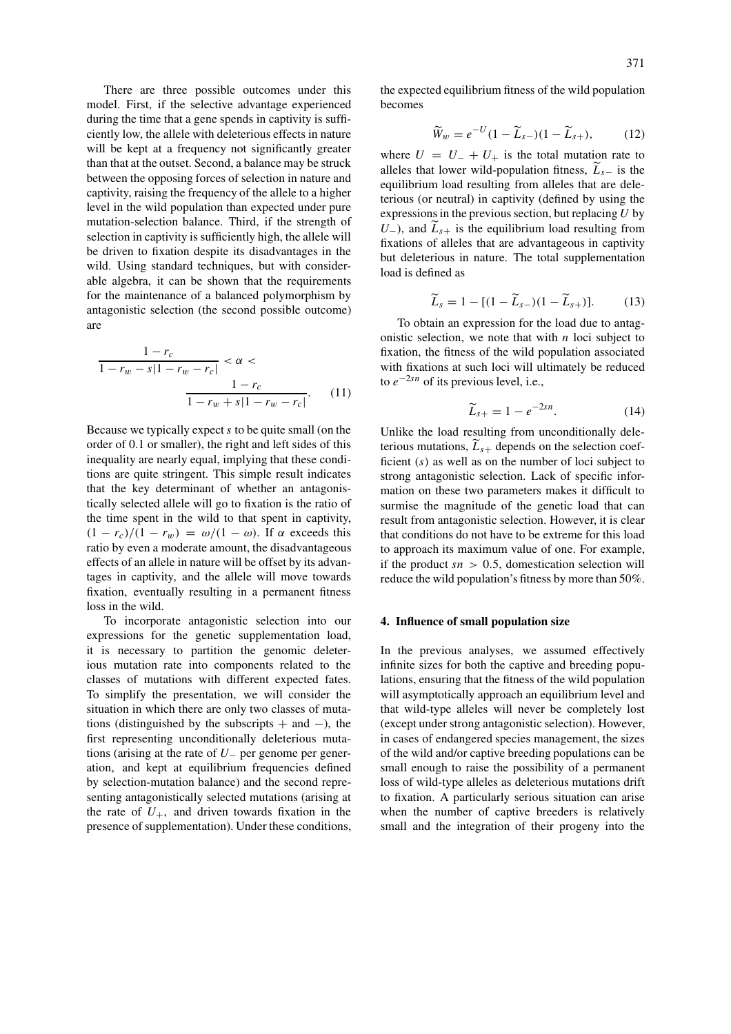There are three possible outcomes under this model. First, if the selective advantage experienced during the time that a gene spends in captivity is sufficiently low, the allele with deleterious effects in nature will be kept at a frequency not significantly greater than that at the outset. Second, a balance may be struck between the opposing forces of selection in nature and captivity, raising the frequency of the allele to a higher level in the wild population than expected under pure mutation-selection balance. Third, if the strength of selection in captivity is sufficiently high, the allele will be driven to fixation despite its disadvantages in the wild. Using standard techniques, but with considerable algebra, it can be shown that the requirements for the maintenance of a balanced polymorphism by antagonistic selection (the second possible outcome) are

$$\frac{1 - r_c}{1 - r_w - s|1 - r_w - r_c|} < \alpha < \frac{1 - r_c}{1 - r_w + s|1 - r_w - r_c|}. \qquad (11)$$

Because we typically expect $s$ to be quite small (on the order of 0.1 or smaller), the right and left sides of this inequality are nearly equal, implying that these conditions are quite stringent. This simple result indicates that the key determinant of whether an antagonistically selected allele will go to fixation is the ratio of the time spent in the wild to that spent in captivity, $(1 - r_c)/(1 - r_w) = \omega/(1 - \omega)$. If $\alpha$ exceeds this ratio by even a moderate amount, the disadvantageous effects of an allele in nature will be offset by its advantages in captivity, and the allele will move towards fixation, eventually resulting in a permanent fitness loss in the wild.

To incorporate antagonistic selection into our expressions for the genetic supplementation load, it is necessary to partition the genomic deleterious mutation rate into components related to the classes of mutations with different expected fates. To simplify the presentation, we will consider the situation in which there are only two classes of mutations (distinguished by the subscripts + and −), the first representing unconditionally deleterious mutations (arising at the rate of $U_-$ per genome per generation, and kept at equilibrium frequencies defined by selection-mutation balance) and the second representing antagonistically selected mutations (arising at the rate of $U_+$, and driven towards fixation in the presence of supplementation). Under these conditions, the expected equilibrium fitness of the wild population becomes

$$\widetilde{W}_w = e^{-U}(1 - \widetilde{L}_{s-})(1 - \widetilde{L}_{s+}), \qquad (12)$$

where $U = U_- + U_+$ is the total mutation rate to alleles that lower wild-population fitness, $\widetilde{L}_{s-}$ is the equilibrium load resulting from alleles that are deleterious (or neutral) in captivity (defined by using the expressions in the previous section, but replacing $U$ by $U_-$), and $\widetilde{L}_{s+}$ is the equilibrium load resulting from fixations of alleles that are advantageous in captivity but deleterious in nature. The total supplementation load is defined as

$$\widetilde{L}_s = 1 - [(1 - \widetilde{L}_{s-})(1 - \widetilde{L}_{s+})]. \qquad (13)$$

To obtain an expression for the load due to antagonistic selection, we note that with $n$ loci subject to fixation, the fitness of the wild population associated with fixations at such loci will ultimately be reduced to $e^{-2sn}$ of its previous level, i.e.,

$$\widetilde{L}_{s+} = 1 - e^{-2sn}. \qquad (14)$$

Unlike the load resulting from unconditionally deleterious mutations, $\widetilde{L}_{s+}$ depends on the selection coefficient ($s$) as well as on the number of loci subject to strong antagonistic selection. Lack of specific information on these two parameters makes it difficult to surmise the magnitude of the genetic load that can result from antagonistic selection. However, it is clear that conditions do not have to be extreme for this load to approach its maximum value of one. For example, if the product $sn > 0.5$, domestication selection will reduce the wild population's fitness by more than 50%.

## 4. Influence of small population size

In the previous analyses, we assumed effectively infinite sizes for both the captive and breeding populations, ensuring that the fitness of the wild population will asymptotically approach an equilibrium level and that wild-type alleles will never be completely lost (except under strong antagonistic selection). However, in cases of endangered species management, the sizes of the wild and/or captive breeding populations can be small enough to raise the possibility of a permanent loss of wild-type alleles as deleterious mutations drift to fixation. A particularly serious situation can arise when the number of captive breeders is relatively small and the integration of their progeny into the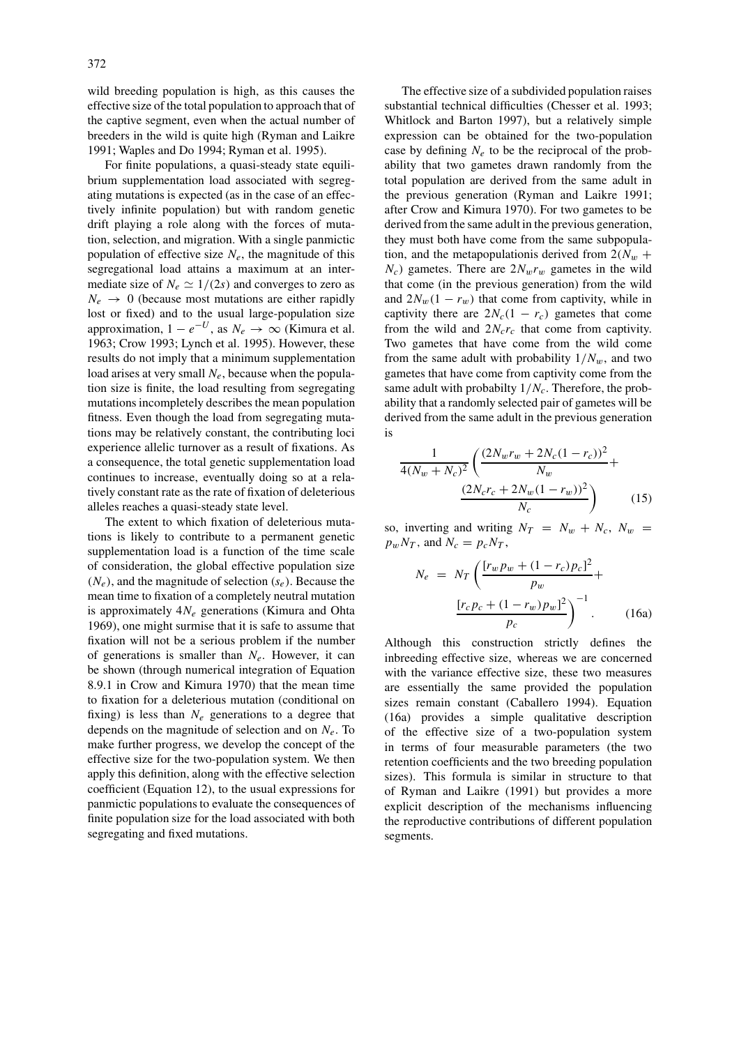wild breeding population is high, as this causes the effective size of the total population to approach that of the captive segment, even when the actual number of breeders in the wild is quite high (Ryman and Laikre 1991; Waples and Do 1994; Ryman et al. 1995).

For finite populations, a quasi-steady state equilibrium supplementation load associated with segregating mutations is expected (as in the case of an effectively infinite population) but with random genetic drift playing a role along with the forces of mutation, selection, and migration. With a single panmictic population of effective size $N_e$, the magnitude of this segregational load attains a maximum at an intermediate size of $N_e \simeq 1/(2s)$ and converges to zero as $N_e \to 0$ (because most mutations are either rapidly lost or fixed) and to the usual large-population size approximation, $1 - e^{-U}$, as $N_e \to \infty$ (Kimura et al. 1963; Crow 1993; Lynch et al. 1995). However, these results do not imply that a minimum supplementation load arises at very small $N_e$, because when the population size is finite, the load resulting from segregating mutations incompletely describes the mean population fitness. Even though the load from segregating mutations may be relatively constant, the contributing loci experience allelic turnover as a result of fixations. As a consequence, the total genetic supplementation load continues to increase, eventually doing so at a relatively constant rate as the rate of fixation of deleterious alleles reaches a quasi-steady state level.

The extent to which fixation of deleterious mutations is likely to contribute to a permanent genetic supplementation load is a function of the time scale of consideration, the global effective population size ($N_e$), and the magnitude of selection ($s_e$). Because the mean time to fixation of a completely neutral mutation is approximately $4N_e$ generations (Kimura and Ohta 1969), one might surmise that it is safe to assume that fixation will not be a serious problem if the number of generations is smaller than $N_e$. However, it can be shown (through numerical integration of Equation 8.9.1 in Crow and Kimura 1970) that the mean time to fixation for a deleterious mutation (conditional on fixing) is less than $N_e$ generations to a degree that depends on the magnitude of selection and on $N_e$. To make further progress, we develop the concept of the effective size for the two-population system. We then apply this definition, along with the effective selection coefficient (Equation 12), to the usual expressions for panmictic populations to evaluate the consequences of finite population size for the load associated with both segregating and fixed mutations.

The effective size of a subdivided population raises substantial technical difficulties (Chesser et al. 1993; Whitlock and Barton 1997), but a relatively simple expression can be obtained for the two-population case by defining $N_e$ to be the reciprocal of the probability that two gametes drawn randomly from the total population are derived from the same adult in the previous generation (Ryman and Laikre 1991; after Crow and Kimura 1970). For two gametes to be derived from the same adult in the previous generation, they must both have come from the same subpopulation, and the metapopulationis derived from $2(N_w + N_c)$ gametes. There are $2N_w r_w$ gametes in the wild that come (in the previous generation) from the wild and $2N_w(1 - r_w)$ that come from captivity, while in captivity there are $2N_c(1 - r_c)$ gametes that come from the wild and $2N_c r_c$ that come from captivity. Two gametes that have come from the wild come from the same adult with probability $1/N_w$, and two gametes that have come from captivity come from the same adult with probabilty $1/N_c$. Therefore, the probability that a randomly selected pair of gametes will be derived from the same adult in the previous generation is

$$\frac{1}{4(N_w + N_c)^2}\left(\frac{(2N_w r_w + 2N_c(1 - r_c))^2}{N_w} + \frac{(2N_c r_c + 2N_w(1 - r_w))^2}{N_c}\right) \qquad (15)$$

so, inverting and writing $N_T = N_w + N_c$, $N_w = p_w N_T$, and $N_c = p_c N_T$,

$$N_e = N_T\left(\frac{[r_w p_w + (1 - r_c)p_c]^2}{p_w} + \frac{[r_c p_c + (1 - r_w)p_w]^2}{p_c}\right)^{-1}. \qquad (16a)$$

Although this construction strictly defines the inbreeding effective size, whereas we are concerned with the variance effective size, these two measures are essentially the same provided the population sizes remain constant (Caballero 1994). Equation (16a) provides a simple qualitative description of the effective size of a two-population system in terms of four measurable parameters (the two retention coefficients and the two breeding population sizes). This formula is similar in structure to that of Ryman and Laikre (1991) but provides a more explicit description of the mechanisms influencing the reproductive contributions of different population segments.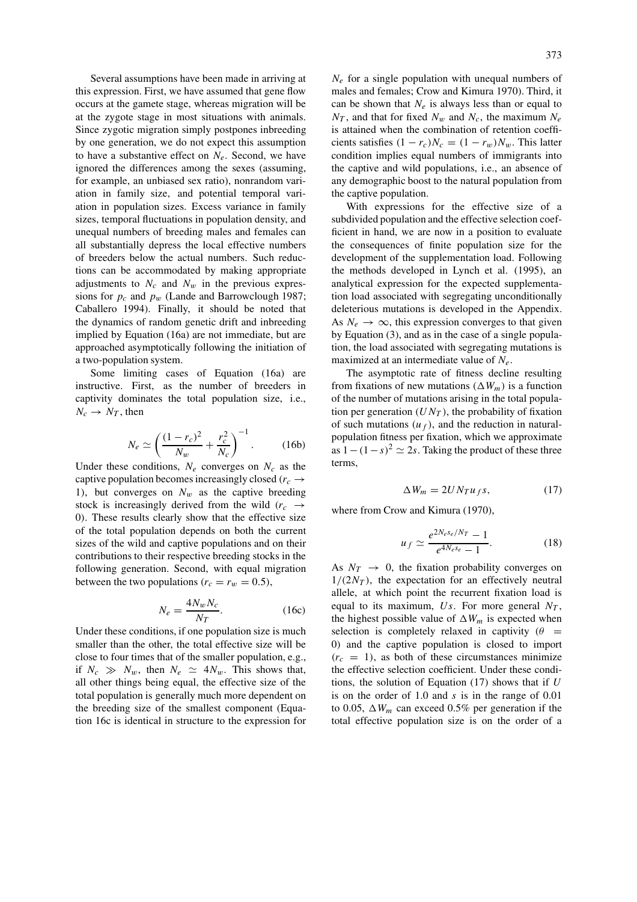Several assumptions have been made in arriving at this expression. First, we have assumed that gene flow occurs at the gamete stage, whereas migration will be at the zygote stage in most situations with animals. Since zygotic migration simply postpones inbreeding by one generation, we do not expect this assumption to have a substantive effect on $N_e$. Second, we have ignored the differences among the sexes (assuming, for example, an unbiased sex ratio), nonrandom variation in family size, and potential temporal variation in population sizes. Excess variance in family sizes, temporal fluctuations in population density, and unequal numbers of breeding males and females can all substantially depress the local effective numbers of breeders below the actual numbers. Such reductions can be accommodated by making appropriate adjustments to $N_c$ and $N_w$ in the previous expressions for $p_c$ and $p_w$ (Lande and Barrowclough 1987; Caballero 1994). Finally, it should be noted that the dynamics of random genetic drift and inbreeding implied by Equation (16a) are not immediate, but are approached asymptotically following the initiation of a two-population system.

Some limiting cases of Equation (16a) are instructive. First, as the number of breeders in captivity dominates the total population size, i.e., $N_c \rightarrow N_T$, then

$$N_e \simeq \left( \frac{(1-r_c)^2}{N_w} + \frac{r_c^2}{N_c} \right)^{-1}. \tag{16b}$$

Under these conditions, $N_e$ converges on $N_c$ as the captive population becomes increasingly closed ($r_c \rightarrow 1$), but converges on $N_w$ as the captive breeding stock is increasingly derived from the wild ($r_c \rightarrow 0$). These results clearly show that the effective size of the total population depends on both the current sizes of the wild and captive populations and on their contributions to their respective breeding stocks in the following generation. Second, with equal migration between the two populations ($r_c = r_w = 0.5$),

$$N_e = \frac{4N_w N_c}{N_T}. \tag{16c}$$

Under these conditions, if one population size is much smaller than the other, the total effective size will be close to four times that of the smaller population, e.g., if $N_c \gg N_w$, then $N_e \simeq 4N_w$. This shows that, all other things being equal, the effective size of the total population is generally much more dependent on the breeding size of the smallest component (Equation 16c is identical in structure to the expression for $N_e$ for a single population with unequal numbers of males and females; Crow and Kimura 1970). Third, it can be shown that $N_e$ is always less than or equal to $N_T$, and that for fixed $N_w$ and $N_c$, the maximum $N_e$ is attained when the combination of retention coefficients satisfies $(1 - r_c)N_c = (1 - r_w)N_w$. This latter condition implies equal numbers of immigrants into the captive and wild populations, i.e., an absence of any demographic boost to the natural population from the captive population.

With expressions for the effective size of a subdivided population and the effective selection coefficient in hand, we are now in a position to evaluate the consequences of finite population size for the development of the supplementation load. Following the methods developed in Lynch et al. (1995), an analytical expression for the expected supplementation load associated with segregating unconditionally deleterious mutations is developed in the Appendix. As $N_e \rightarrow \infty$, this expression converges to that given by Equation (3), and as in the case of a single population, the load associated with segregating mutations is maximized at an intermediate value of $N_e$.

The asymptotic rate of fitness decline resulting from fixations of new mutations ($\Delta W_m$) is a function of the number of mutations arising in the total population per generation ($UN_T$), the probability of fixation of such mutations ($u_f$), and the reduction in natural-population fitness per fixation, which we approximate as $1 - (1 - s)^2 \simeq 2s$. Taking the product of these three terms,

$$\Delta W_m = 2UN_T u_f s, \tag{17}$$

where from Crow and Kimura (1970),

$$u_f \simeq \frac{e^{2N_e s_e / N_T} - 1}{e^{4N_e s_e} - 1}. \tag{18}$$

As $N_T \rightarrow 0$, the fixation probability converges on $1/(2N_T)$, the expectation for an effectively neutral allele, at which point the recurrent fixation load is equal to its maximum, $Us$. For more general $N_T$, the highest possible value of $\Delta W_m$ is expected when selection is completely relaxed in captivity ($\theta = 0$) and the captive population is closed to import ($r_c = 1$), as both of these circumstances minimize the effective selection coefficient. Under these conditions, the solution of Equation (17) shows that if $U$ is on the order of 1.0 and $s$ is in the range of 0.01 to 0.05, $\Delta W_m$ can exceed 0.5% per generation if the total effective population size is on the order of a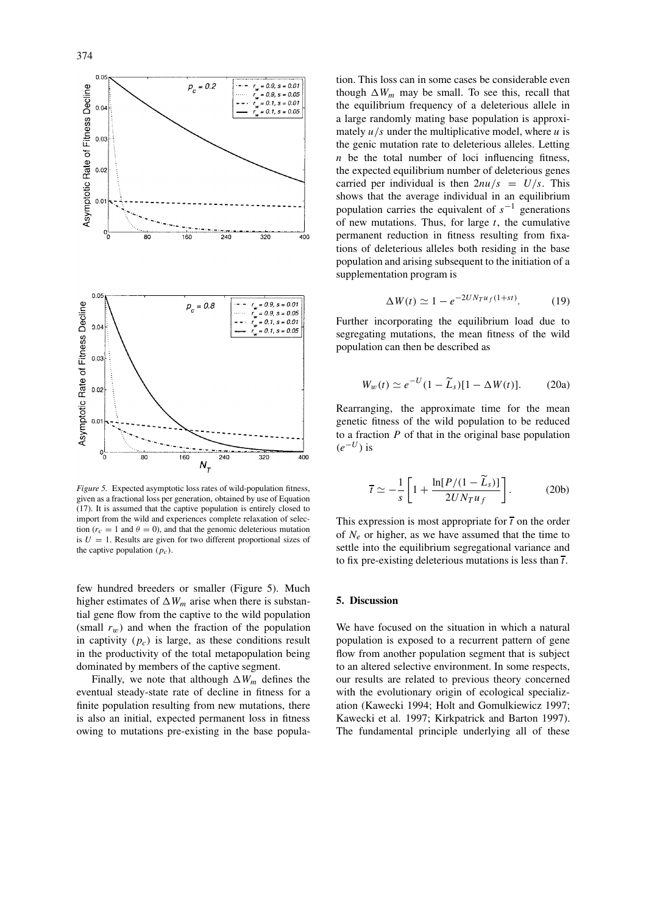*Figure 5.* Expected asymptotic loss rates of wild-population fitness, given as a fractional loss per generation, obtained by use of Equation (17). It is assumed that the captive population is entirely closed to import from the wild and experiences complete relaxation of selection ($r_c = 1$ and $\theta = 0$), and that the genomic deleterious mutation is $U = 1$. Results are given for two different proportional sizes of the captive population ($p_c$).

few hundred breeders or smaller (Figure 5). Much higher estimates of $\Delta W_m$ arise when there is substantial gene flow from the captive to the wild population (small $r_w$) and when the fraction of the population in captivity ($p_c$) is large, as these conditions result in the productivity of the total metapopulation being dominated by members of the captive segment.

Finally, we note that although $\Delta W_m$ defines the eventual steady-state rate of decline in fitness for a finite population resulting from new mutations, there is also an initial, expected permanent loss in fitness owing to mutations pre-existing in the base population. This loss can in some cases be considerable even though $\Delta W_m$ may be small. To see this, recall that the equilibrium frequency of a deleterious allele in a large randomly mating base population is approximately $u/s$ under the multiplicative model, where $u$ is the genic mutation rate to deleterious alleles. Letting $n$ be the total number of loci influencing fitness, the expected equilibrium number of deleterious genes carried per individual is then $2nu/s = U/s$. This shows that the average individual in an equilibrium population carries the equivalent of $s^{-1}$ generations of new mutations. Thus, for large $t$, the cumulative permanent reduction in fitness resulting from fixations of deleterious alleles both residing in the base population and arising subsequent to the initiation of a supplementation program is

$$\Delta W(t) \simeq 1 - e^{-2UN_T u_f (1+st)}. \tag{19}$$

Further incorporating the equilibrium load due to segregating mutations, the mean fitness of the wild population can then be described as

$$W_w(t) \simeq e^{-U}(1 - \widetilde{L}_s)[1 - \Delta W(t)]. \tag{20a}$$

Rearranging, the approximate time for the mean genetic fitness of the wild population to be reduced to a fraction $P$ of that in the original base population ($e^{-U}$) is

$$\overline{t} \simeq -\frac{1}{s}\left[1 + \frac{\ln[P/(1-\widetilde{L}_s)]}{2UN_T u_f}\right]. \tag{20b}$$

This expression is most appropriate for $\overline{t}$ on the order of $N_e$ or higher, as we have assumed that the time to settle into the equilibrium segregational variance and to fix pre-existing deleterious mutations is less than $\overline{t}$.

## 5. Discussion

We have focused on the situation in which a natural population is exposed to a recurrent pattern of gene flow from another population segment that is subject to an altered selective environment. In some respects, our results are related to previous theory concerned with the evolutionary origin of ecological specialization (Kawecki 1994; Holt and Gomulkiewicz 1997; Kawecki et al. 1997; Kirkpatrick and Barton 1997). The fundamental principle underlying all of these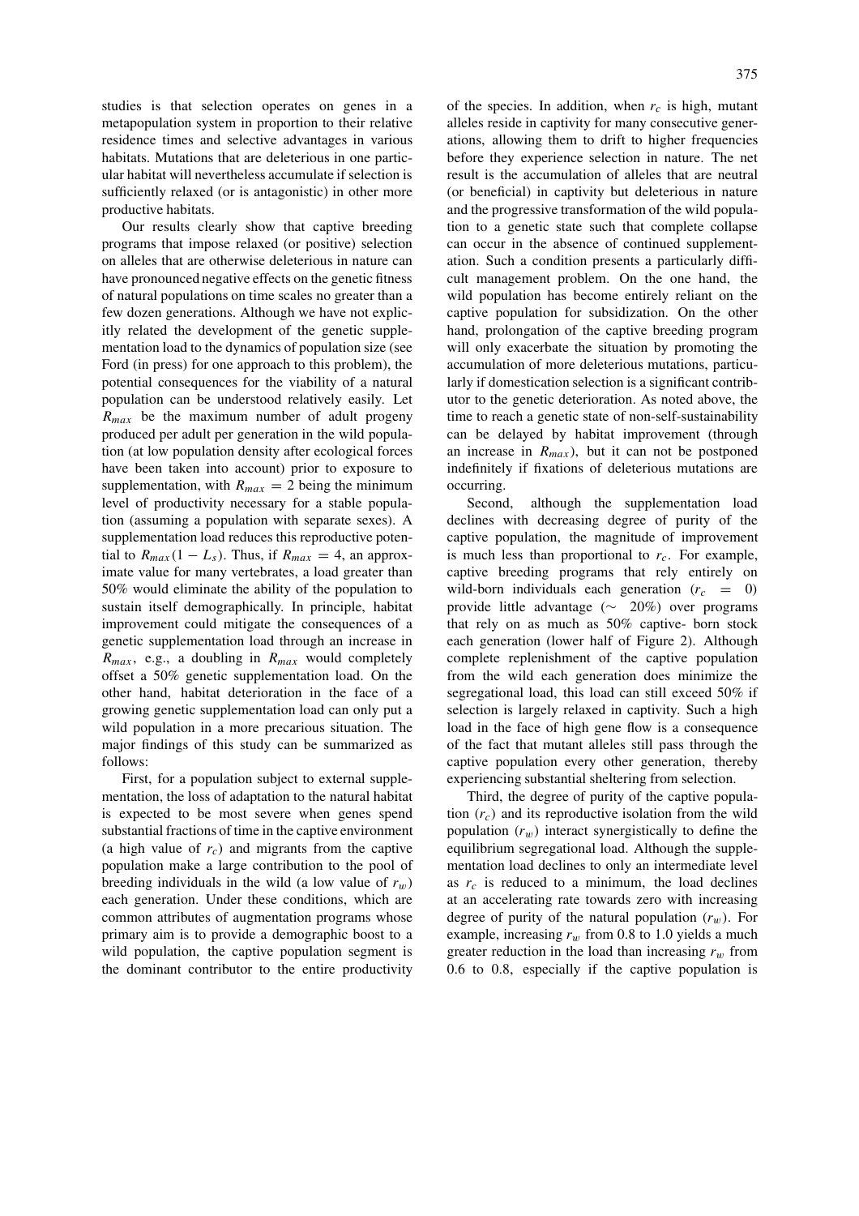studies is that selection operates on genes in a metapopulation system in proportion to their relative residence times and selective advantages in various habitats. Mutations that are deleterious in one particular habitat will nevertheless accumulate if selection is sufficiently relaxed (or is antagonistic) in other more productive habitats.

Our results clearly show that captive breeding programs that impose relaxed (or positive) selection on alleles that are otherwise deleterious in nature can have pronounced negative effects on the genetic fitness of natural populations on time scales no greater than a few dozen generations. Although we have not explicitly related the development of the genetic supplementation load to the dynamics of population size (see Ford (in press) for one approach to this problem), the potential consequences for the viability of a natural population can be understood relatively easily. Let $R_{max}$ be the maximum number of adult progeny produced per adult per generation in the wild population (at low population density after ecological forces have been taken into account) prior to exposure to supplementation, with $R_{max} = 2$ being the minimum level of productivity necessary for a stable population (assuming a population with separate sexes). A supplementation load reduces this reproductive potential to $R_{max}(1 - L_s)$. Thus, if $R_{max} = 4$, an approximate value for many vertebrates, a load greater than 50% would eliminate the ability of the population to sustain itself demographically. In principle, habitat improvement could mitigate the consequences of a genetic supplementation load through an increase in $R_{max}$, e.g., a doubling in $R_{max}$ would completely offset a 50% genetic supplementation load. On the other hand, habitat deterioration in the face of a growing genetic supplementation load can only put a wild population in a more precarious situation. The major findings of this study can be summarized as follows:

First, for a population subject to external supplementation, the loss of adaptation to the natural habitat is expected to be most severe when genes spend substantial fractions of time in the captive environment (a high value of $r_c$) and migrants from the captive population make a large contribution to the pool of breeding individuals in the wild (a low value of $r_w$) each generation. Under these conditions, which are common attributes of augmentation programs whose primary aim is to provide a demographic boost to a wild population, the captive population segment is the dominant contributor to the entire productivity of the species. In addition, when $r_c$ is high, mutant alleles reside in captivity for many consecutive generations, allowing them to drift to higher frequencies before they experience selection in nature. The net result is the accumulation of alleles that are neutral (or beneficial) in captivity but deleterious in nature and the progressive transformation of the wild population to a genetic state such that complete collapse can occur in the absence of continued supplementation. Such a condition presents a particularly difficult management problem. On the one hand, the wild population has become entirely reliant on the captive population for subsidization. On the other hand, prolongation of the captive breeding program will only exacerbate the situation by promoting the accumulation of more deleterious mutations, particularly if domestication selection is a significant contributor to the genetic deterioration. As noted above, the time to reach a genetic state of non-self-sustainability can be delayed by habitat improvement (through an increase in $R_{max}$), but it can not be postponed indefinitely if fixations of deleterious mutations are occurring.

Second, although the supplementation load declines with decreasing degree of purity of the captive population, the magnitude of improvement is much less than proportional to $r_c$. For example, captive breeding programs that rely entirely on wild-born individuals each generation ($r_c = 0$) provide little advantage (~ 20%) over programs that rely on as much as 50% captive- born stock each generation (lower half of Figure 2). Although complete replenishment of the captive population from the wild each generation does minimize the segregational load, this load can still exceed 50% if selection is largely relaxed in captivity. Such a high load in the face of high gene flow is a consequence of the fact that mutant alleles still pass through the captive population every other generation, thereby experiencing substantial sheltering from selection.

Third, the degree of purity of the captive population ($r_c$) and its reproductive isolation from the wild population ($r_w$) interact synergistically to define the equilibrium segregational load. Although the supplementation load declines to only an intermediate level as $r_c$ is reduced to a minimum, the load declines at an accelerating rate towards zero with increasing degree of purity of the natural population ($r_w$). For example, increasing $r_w$ from 0.8 to 1.0 yields a much greater reduction in the load than increasing $r_w$ from 0.6 to 0.8, especially if the captive population is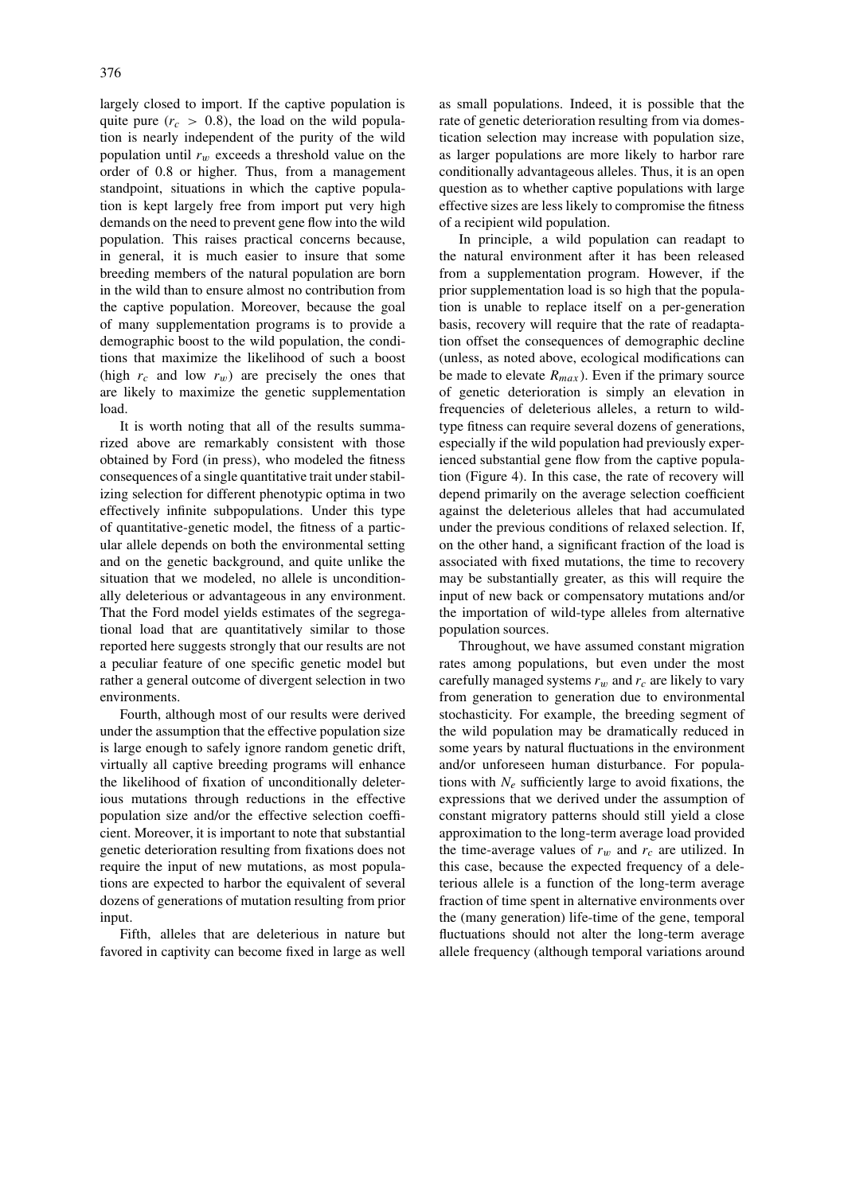largely closed to import. If the captive population is quite pure ($r_c > 0.8$), the load on the wild population is nearly independent of the purity of the wild population until $r_w$ exceeds a threshold value on the order of 0.8 or higher. Thus, from a management standpoint, situations in which the captive population is kept largely free from import put very high demands on the need to prevent gene flow into the wild population. This raises practical concerns because, in general, it is much easier to insure that some breeding members of the natural population are born in the wild than to ensure almost no contribution from the captive population. Moreover, because the goal of many supplementation programs is to provide a demographic boost to the wild population, the conditions that maximize the likelihood of such a boost (high $r_c$ and low $r_w$) are precisely the ones that are likely to maximize the genetic supplementation load.

It is worth noting that all of the results summarized above are remarkably consistent with those obtained by Ford (in press), who modeled the fitness consequences of a single quantitative trait under stabilizing selection for different phenotypic optima in two effectively infinite subpopulations. Under this type of quantitative-genetic model, the fitness of a particular allele depends on both the environmental setting and on the genetic background, and quite unlike the situation that we modeled, no allele is unconditionally deleterious or advantageous in any environment. That the Ford model yields estimates of the segregational load that are quantitatively similar to those reported here suggests strongly that our results are not a peculiar feature of one specific genetic model but rather a general outcome of divergent selection in two environments.

Fourth, although most of our results were derived under the assumption that the effective population size is large enough to safely ignore random genetic drift, virtually all captive breeding programs will enhance the likelihood of fixation of unconditionally deleterious mutations through reductions in the effective population size and/or the effective selection coefficient. Moreover, it is important to note that substantial genetic deterioration resulting from fixations does not require the input of new mutations, as most populations are expected to harbor the equivalent of several dozens of generations of mutation resulting from prior input.

Fifth, alleles that are deleterious in nature but favored in captivity can become fixed in large as well as small populations. Indeed, it is possible that the rate of genetic deterioration resulting from via domestication selection may increase with population size, as larger populations are more likely to harbor rare conditionally advantageous alleles. Thus, it is an open question as to whether captive populations with large effective sizes are less likely to compromise the fitness of a recipient wild population.

In principle, a wild population can readapt to the natural environment after it has been released from a supplementation program. However, if the prior supplementation load is so high that the population is unable to replace itself on a per-generation basis, recovery will require that the rate of readaptation offset the consequences of demographic decline (unless, as noted above, ecological modifications can be made to elevate $R_{max}$). Even if the primary source of genetic deterioration is simply an elevation in frequencies of deleterious alleles, a return to wild-type fitness can require several dozens of generations, especially if the wild population had previously experienced substantial gene flow from the captive population (Figure 4). In this case, the rate of recovery will depend primarily on the average selection coefficient against the deleterious alleles that had accumulated under the previous conditions of relaxed selection. If, on the other hand, a significant fraction of the load is associated with fixed mutations, the time to recovery may be substantially greater, as this will require the input of new back or compensatory mutations and/or the importation of wild-type alleles from alternative population sources.

Throughout, we have assumed constant migration rates among populations, but even under the most carefully managed systems $r_w$ and $r_c$ are likely to vary from generation to generation due to environmental stochasticity. For example, the breeding segment of the wild population may be dramatically reduced in some years by natural fluctuations in the environment and/or unforeseen human disturbance. For populations with $N_e$ sufficiently large to avoid fixations, the expressions that we derived under the assumption of constant migratory patterns should still yield a close approximation to the long-term average load provided the time-average values of $r_w$ and $r_c$ are utilized. In this case, because the expected frequency of a deleterious allele is a function of the long-term average fraction of time spent in alternative environments over the (many generation) life-time of the gene, temporal fluctuations should not alter the long-term average allele frequency (although temporal variations around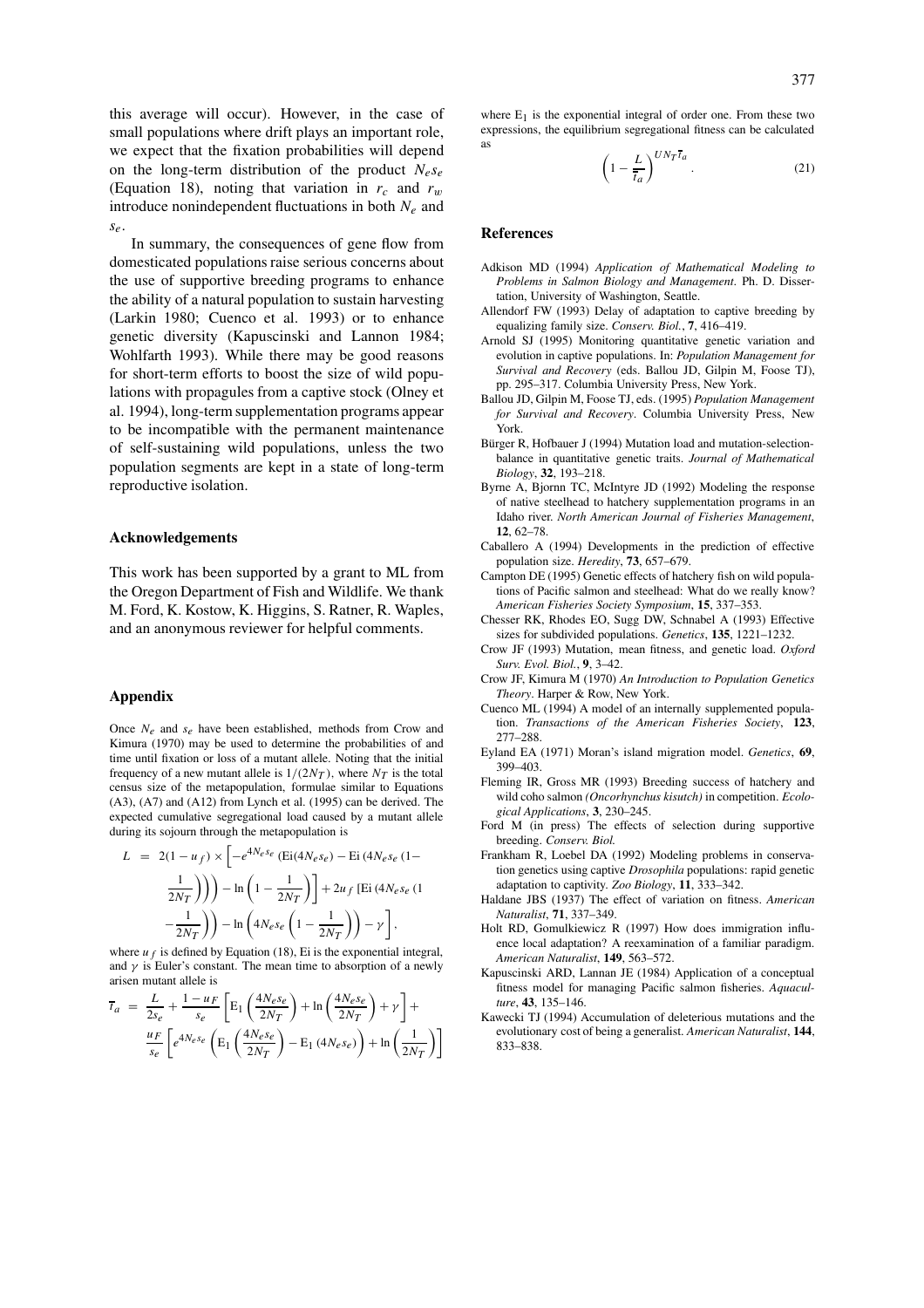this average will occur). However, in the case of small populations where drift plays an important role, we expect that the fixation probabilities will depend on the long-term distribution of the product $N_e s_e$ (Equation 18), noting that variation in $r_c$ and $r_w$ introduce nonindependent fluctuations in both $N_e$ and $s_e$.

In summary, the consequences of gene flow from domesticated populations raise serious concerns about the use of supportive breeding programs to enhance the ability of a natural population to sustain harvesting (Larkin 1980; Cuenco et al. 1993) or to enhance genetic diversity (Kapuscinski and Lannon 1984; Wohlfarth 1993). While there may be good reasons for short-term efforts to boost the size of wild populations with propagules from a captive stock (Olney et al. 1994), long-term supplementation programs appear to be incompatible with the permanent maintenance of self-sustaining wild populations, unless the two population segments are kept in a state of long-term reproductive isolation.

## Acknowledgements

This work has been supported by a grant to ML from the Oregon Department of Fish and Wildlife. We thank M. Ford, K. Kostow, K. Higgins, S. Ratner, R. Waples, and an anonymous reviewer for helpful comments.

## Appendix

Once $N_e$ and $s_e$ have been established, methods from Crow and Kimura (1970) may be used to determine the probabilities of and time until fixation or loss of a mutant allele. Noting that the initial frequency of a new mutant allele is $1/(2N_T)$, where $N_T$ is the total census size of the metapopulation, formulae similar to Equations (A3), (A7) and (A12) from Lynch et al. (1995) can be derived. The expected cumulative segregational load caused by a mutant allele during its sojourn through the metapopulation is

$$L = 2(1-u_f) \times \left[-e^{4N_e s_e}\left(\mathrm{Ei}(4N_e s_e) - \mathrm{Ei}\left(4N_e s_e\left(1-\frac{1}{2N_T}\right)\right)\right) - \ln\left(1-\frac{1}{2N_T}\right)\right] + 2u_f\left[\mathrm{Ei}\left(4N_e s_e\left(1-\frac{1}{2N_T}\right)\right) - \ln\left(4N_e s_e\left(1-\frac{1}{2N_T}\right)\right) - \gamma\right],$$

where $u_f$ is defined by Equation (18), Ei is the exponential integral, and $\gamma$ is Euler's constant. The mean time to absorption of a newly arisen mutant allele is

$$\bar{t}_a = \frac{L}{2s_e} + \frac{1-u_F}{s_e}\left[\mathrm{E}_1\left(\frac{4N_e s_e}{2N_T}\right) + \ln\left(\frac{4N_e s_e}{2N_T}\right) + \gamma\right] + \frac{u_F}{s_e}\left[e^{4N_e s_e}\left(\mathrm{E}_1\left(\frac{4N_e s_e}{2N_T}\right) - \mathrm{E}_1\left(4N_e s_e\right)\right) + \ln\left(\frac{1}{2N_T}\right)\right]$$

where $\mathrm{E}_1$ is the exponential integral of order one. From these two expressions, the equilibrium segregational fitness can be calculated as

$$\left(1 - \frac{L}{\bar{t}_a}\right)^{UN_T \bar{t}_a}. \tag{21}$$

## References

Adkison MD (1994) *Application of Mathematical Modeling to Problems in Salmon Biology and Management*. Ph. D. Dissertation, University of Washington, Seattle.

Allendorf FW (1993) Delay of adaptation to captive breeding by equalizing family size. *Conserv. Biol.*, **7**, 416–419.

Arnold SJ (1995) Monitoring quantitative genetic variation and evolution in captive populations. In: *Population Management for Survival and Recovery* (eds. Ballou JD, Gilpin M, Foose TJ), pp. 295–317. Columbia University Press, New York.

Ballou JD, Gilpin M, Foose TJ, eds. (1995) *Population Management for Survival and Recovery*. Columbia University Press, New York.

Bürger R, Hofbauer J (1994) Mutation load and mutation-selection-balance in quantitative genetic traits. *Journal of Mathematical Biology*, **32**, 193–218.

Byrne A, Bjornn TC, McIntyre JD (1992) Modeling the response of native steelhead to hatchery supplementation programs in an Idaho river. *North American Journal of Fisheries Management*, **12**, 62–78.

Caballero A (1994) Developments in the prediction of effective population size. *Heredity*, **73**, 657–679.

Campton DE (1995) Genetic effects of hatchery fish on wild populations of Pacific salmon and steelhead: What do we really know? *American Fisheries Society Symposium*, **15**, 337–353.

Chesser RK, Rhodes EO, Sugg DW, Schnabel A (1993) Effective sizes for subdivided populations. *Genetics*, **135**, 1221–1232.

Crow JF (1993) Mutation, mean fitness, and genetic load. *Oxford Surv. Evol. Biol.*, **9**, 3–42.

Crow JF, Kimura M (1970) *An Introduction to Population Genetics Theory*. Harper & Row, New York.

Cuenco ML (1994) A model of an internally supplemented population. *Transactions of the American Fisheries Society*, **123**, 277–288.

Eyland EA (1971) Moran's island migration model. *Genetics*, **69**, 399–403.

Fleming IR, Gross MR (1993) Breeding success of hatchery and wild coho salmon *(Oncorhynchus kisutch)* in competition. *Ecological Applications*, **3**, 230–245.

Ford M (in press) The effects of selection during supportive breeding. *Conserv. Biol.*

Frankham R, Loebel DA (1992) Modeling problems in conservation genetics using captive *Drosophila* populations: rapid genetic adaptation to captivity. *Zoo Biology*, **11**, 333–342.

Haldane JBS (1937) The effect of variation on fitness. *American Naturalist*, **71**, 337–349.

Holt RD, Gomulkiewicz R (1997) How does immigration influence local adaptation? A reexamination of a familiar paradigm. *American Naturalist*, **149**, 563–572.

Kapuscinski ARD, Lannan JE (1984) Application of a conceptual fitness model for managing Pacific salmon fisheries. *Aquaculture*, **43**, 135–146.

Kawecki TJ (1994) Accumulation of deleterious mutations and the evolutionary cost of being a generalist. *American Naturalist*, **144**, 833–838.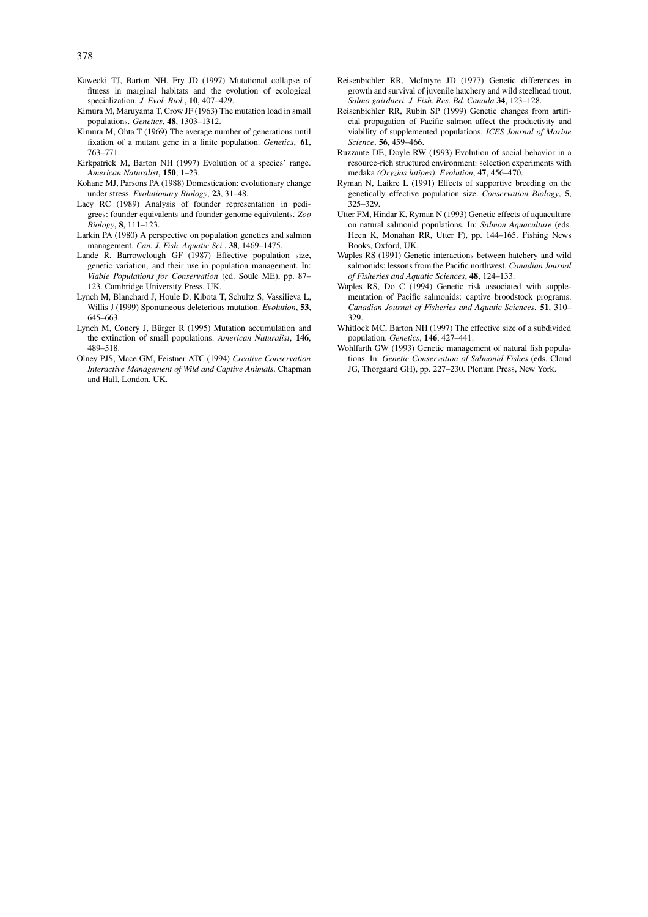Kawecki TJ, Barton NH, Fry JD (1997) Mutational collapse of fitness in marginal habitats and the evolution of ecological specialization. *J. Evol. Biol.*, **10**, 407–429.

Kimura M, Maruyama T, Crow JF (1963) The mutation load in small populations. *Genetics*, **48**, 1303–1312.

Kimura M, Ohta T (1969) The average number of generations until fixation of a mutant gene in a finite population. *Genetics*, **61**, 763–771.

Kirkpatrick M, Barton NH (1997) Evolution of a species' range. *American Naturalist*, **150**, 1–23.

Kohane MJ, Parsons PA (1988) Domestication: evolutionary change under stress. *Evolutionary Biology*, **23**, 31–48.

Lacy RC (1989) Analysis of founder representation in pedigrees: founder equivalents and founder genome equivalents. *Zoo Biology*, **8**, 111–123.

Larkin PA (1980) A perspective on population genetics and salmon management. *Can. J. Fish. Aquatic Sci.*, **38**, 1469–1475.

Lande R, Barrowclough GF (1987) Effective population size, genetic variation, and their use in population management. In: *Viable Populations for Conservation* (ed. Soule ME), pp. 87–123. Cambridge University Press, UK.

Lynch M, Blanchard J, Houle D, Kibota T, Schultz S, Vassilieva L, Willis J (1999) Spontaneous deleterious mutation. *Evolution*, **53**, 645–663.

Lynch M, Conery J, Bürger R (1995) Mutation accumulation and the extinction of small populations. *American Naturalist*, **146**, 489–518.

Olney PJS, Mace GM, Feistner ATC (1994) *Creative Conservation Interactive Management of Wild and Captive Animals*. Chapman and Hall, London, UK.

Reisenbichler RR, McIntyre JD (1977) Genetic differences in growth and survival of juvenile hatchery and wild steelhead trout, *Salmo gairdneri. J. Fish. Res. Bd. Canada* **34**, 123–128.

Reisenbichler RR, Rubin SP (1999) Genetic changes from artificial propagation of Pacific salmon affect the productivity and viability of supplemented populations. *ICES Journal of Marine Science*, **56**, 459–466.

Ruzzante DE, Doyle RW (1993) Evolution of social behavior in a resource-rich structured environment: selection experiments with medaka *(Oryzias latipes)*. *Evolution*, **47**, 456–470.

Ryman N, Laikre L (1991) Effects of supportive breeding on the genetically effective population size. *Conservation Biology*, **5**, 325–329.

Utter FM, Hindar K, Ryman N (1993) Genetic effects of aquaculture on natural salmonid populations. In: *Salmon Aquaculture* (eds. Heen K, Monahan RR, Utter F), pp. 144–165. Fishing News Books, Oxford, UK.

Waples RS (1991) Genetic interactions between hatchery and wild salmonids: lessons from the Pacific northwest. *Canadian Journal of Fisheries and Aquatic Sciences*, **48**, 124–133.

Waples RS, Do C (1994) Genetic risk associated with supplementation of Pacific salmonids: captive broodstock programs. *Canadian Journal of Fisheries and Aquatic Sciences*, **51**, 310–329.

Whitlock MC, Barton NH (1997) The effective size of a subdivided population. *Genetics*, **146**, 427–441.

Wohlfarth GW (1993) Genetic management of natural fish populations. In: *Genetic Conservation of Salmonid Fishes* (eds. Cloud JG, Thorgaard GH), pp. 227–230. Plenum Press, New York.